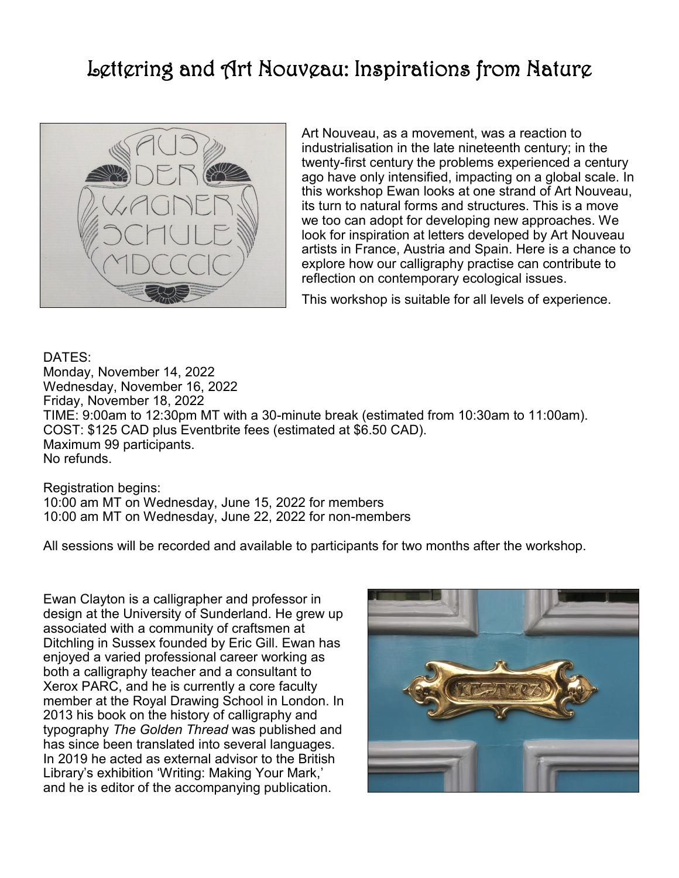# Lettering and Art Nouveau: Inspirations from Nature

Art Nouveau, as a movement, was a reaction to industrialisation in the late nineteenth century; in the twenty-first century the problems experienced a century ago have only intensified, impacting on a global scale. In this workshop Ewan looks at one strand of Art Nouveau, its turn to natural forms and structures. This is a move we too can adopt for developing new approaches. We look for inspiration at letters developed by Art Nouveau artists in France, Austria and Spain. Here is a chance to explore how our calligraphy practise can contribute to reflection on contemporary ecological issues.

This workshop is suitable for all levels of experience.

DATES:
Monday, November 14, 2022
Wednesday, November 16, 2022
Friday, November 18, 2022
TIME: 9:00am to 12:30pm MT with a 30-minute break (estimated from 10:30am to 11:00am).
COST: $125 CAD plus Eventbrite fees (estimated at $6.50 CAD).
Maximum 99 participants.
No refunds.

Registration begins:
10:00 am MT on Wednesday, June 15, 2022 for members
10:00 am MT on Wednesday, June 22, 2022 for non-members

All sessions will be recorded and available to participants for two months after the workshop.

Ewan Clayton is a calligrapher and professor in design at the University of Sunderland. He grew up associated with a community of craftsmen at Ditchling in Sussex founded by Eric Gill. Ewan has enjoyed a varied professional career working as both a calligraphy teacher and a consultant to Xerox PARC, and he is currently a core faculty member at the Royal Drawing School in London. In 2013 his book on the history of calligraphy and typography *The Golden Thread* was published and has since been translated into several languages. In 2019 he acted as external advisor to the British Library's exhibition 'Writing: Making Your Mark,' and he is editor of the accompanying publication.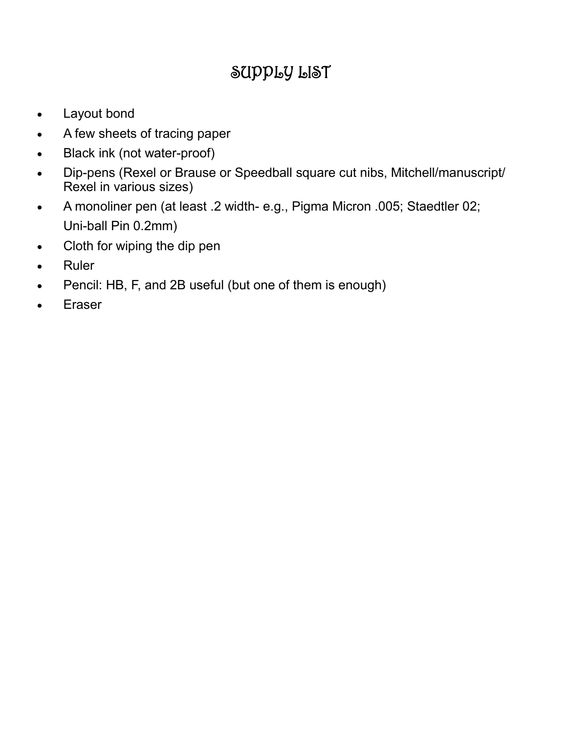# SUPPLY LIST

- Layout bond
- A few sheets of tracing paper
- Black ink (not water-proof)
- Dip-pens (Rexel or Brause or Speedball square cut nibs, Mitchell/manuscript/ Rexel in various sizes)
- A monoliner pen (at least .2 width- e.g., Pigma Micron .005; Staedtler 02; Uni-ball Pin 0.2mm)
- Cloth for wiping the dip pen
- Ruler
- Pencil: HB, F, and 2B useful (but one of them is enough)
- Eraser